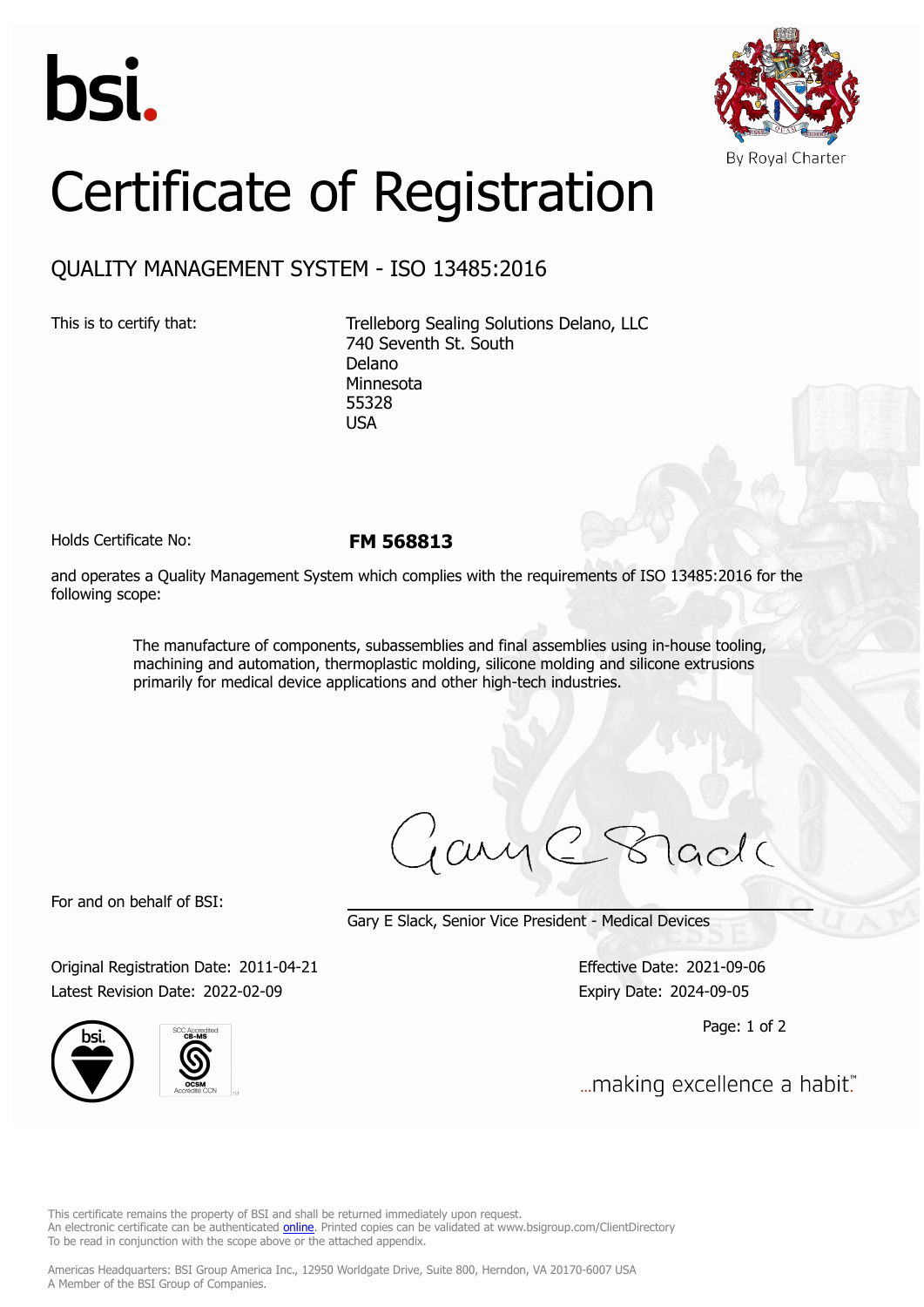bsi.

By Royal Charter

# Certificate of Registration

## QUALITY MANAGEMENT SYSTEM - ISO 13485:2016

This is to certify that:

Trelleborg Sealing Solutions Delano, LLC
740 Seventh St. South
Delano
Minnesota
55328
USA

Holds Certificate No: **FM 568813**

and operates a Quality Management System which complies with the requirements of ISO 13485:2016 for the following scope:

> The manufacture of components, subassemblies and final assemblies using in-house tooling, machining and automation, thermoplastic molding, silicone molding and silicone extrusions primarily for medical device applications and other high-tech industries.

For and on behalf of BSI:

Gary E Slack, Senior Vice President - Medical Devices

Original Registration Date: 2011-04-21
Latest Revision Date: 2022-02-09

Effective Date: 2021-09-06
Expiry Date: 2024-09-05

...making excellence a habit.™

This certificate remains the property of BSI and shall be returned immediately upon request.
An electronic certificate can be authenticated online. Printed copies can be validated at www.bsigroup.com/ClientDirectory
To be read in conjunction with the scope above or the attached appendix.

Americas Headquarters: BSI Group America Inc., 12950 Worldgate Drive, Suite 800, Herndon, VA 20170-6007 USA
A Member of the BSI Group of Companies.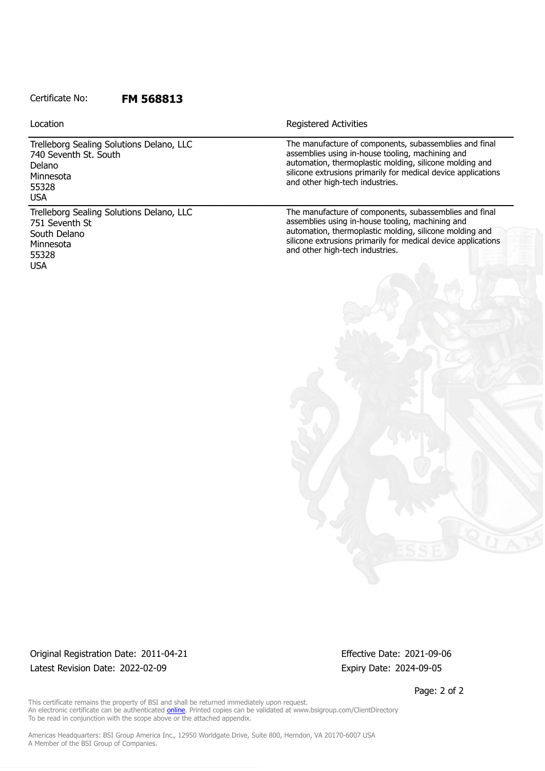Certificate No: **FM 568813**

| Location | Registered Activities |
|---|---|
| Trelleborg Sealing Solutions Delano, LLC<br>740 Seventh St. South<br>Delano<br>Minnesota<br>55328<br>USA | The manufacture of components, subassemblies and final assemblies using in-house tooling, machining and automation, thermoplastic molding, silicone molding and silicone extrusions primarily for medical device applications and other high-tech industries. |
| Trelleborg Sealing Solutions Delano, LLC<br>751 Seventh St<br>South Delano<br>Minnesota<br>55328<br>USA | The manufacture of components, subassemblies and final assemblies using in-house tooling, machining and automation, thermoplastic molding, silicone molding and silicone extrusions primarily for medical device applications and other high-tech industries. |

Original Registration Date: 2011-04-21
Latest Revision Date: 2022-02-09

Effective Date: 2021-09-06
Expiry Date: 2024-09-05

This certificate remains the property of BSI and shall be returned immediately upon request.
An electronic certificate can be authenticated online. Printed copies can be validated at www.bsigroup.com/ClientDirectory
To be read in conjunction with the scope above or the attached appendix.

Americas Headquarters: BSI Group America Inc., 12950 Worldgate Drive, Suite 800, Herndon, VA 20170-6007 USA
A Member of the BSI Group of Companies.